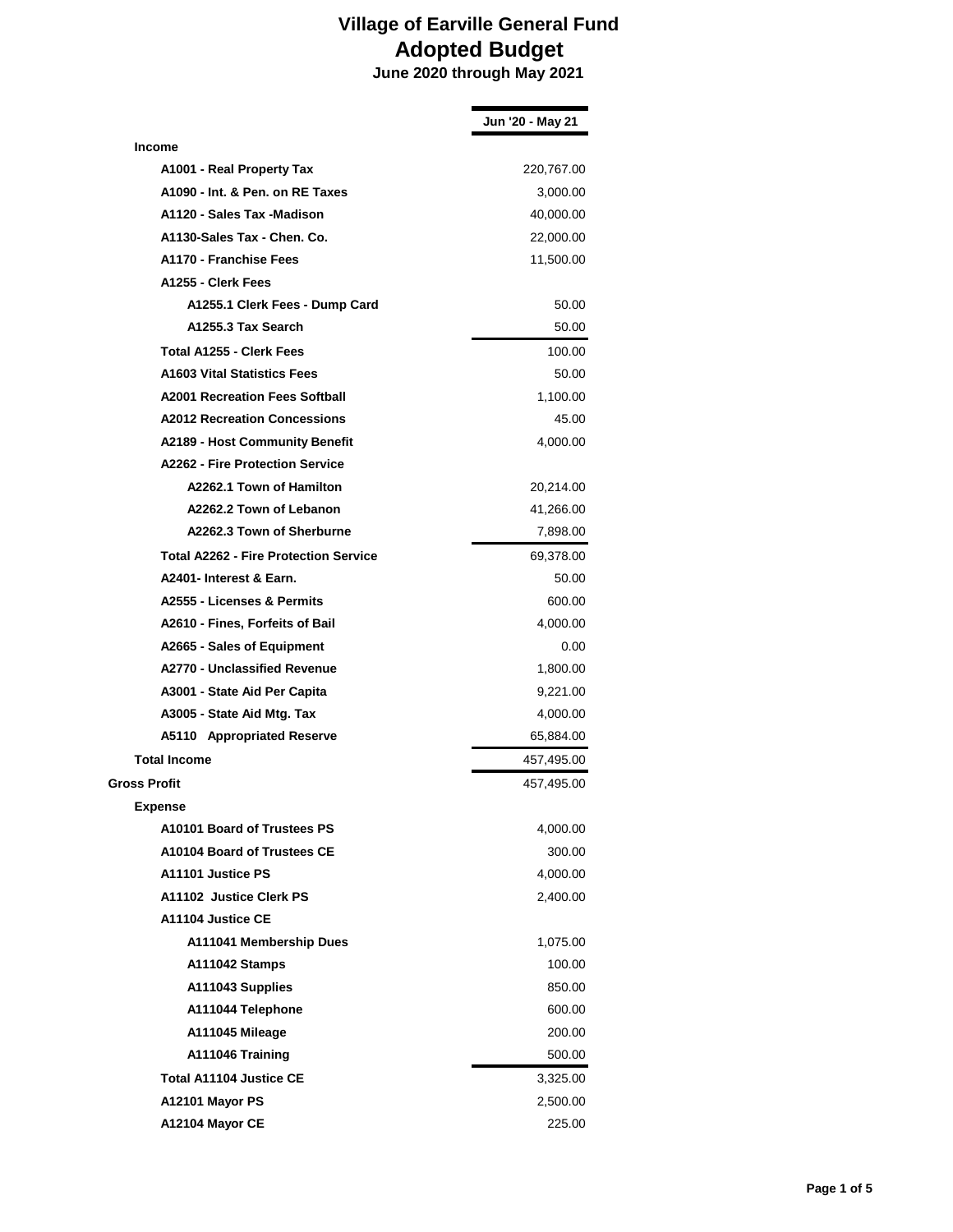# Village of Earville General Fund
## Adopted Budget
### June 2020 through May 2021

| | Jun '20 - May 21 |
|---|---|
| **Income** | |
| A1001 - Real Property Tax | 220,767.00 |
| A1090 - Int. & Pen. on RE Taxes | 3,000.00 |
| A1120 - Sales Tax -Madison | 40,000.00 |
| A1130-Sales Tax - Chen. Co. | 22,000.00 |
| A1170 - Franchise Fees | 11,500.00 |
| A1255 - Clerk Fees | |
| A1255.1 Clerk Fees - Dump Card | 50.00 |
| A1255.3 Tax Search | 50.00 |
| Total A1255 - Clerk Fees | 100.00 |
| A1603 Vital Statistics Fees | 50.00 |
| A2001 Recreation Fees Softball | 1,100.00 |
| A2012 Recreation Concessions | 45.00 |
| A2189 - Host Community Benefit | 4,000.00 |
| A2262 - Fire Protection Service | |
| A2262.1 Town of Hamilton | 20,214.00 |
| A2262.2 Town of Lebanon | 41,266.00 |
| A2262.3 Town of Sherburne | 7,898.00 |
| Total A2262 - Fire Protection Service | 69,378.00 |
| A2401- Interest & Earn. | 50.00 |
| A2555 - Licenses & Permits | 600.00 |
| A2610 - Fines, Forfeits of Bail | 4,000.00 |
| A2665 - Sales of Equipment | 0.00 |
| A2770 - Unclassified Revenue | 1,800.00 |
| A3001 - State Aid Per Capita | 9,221.00 |
| A3005 - State Aid Mtg. Tax | 4,000.00 |
| A5110 Appropriated Reserve | 65,884.00 |
| **Total Income** | 457,495.00 |
| **Gross Profit** | 457,495.00 |
| **Expense** | |
| A10101 Board of Trustees PS | 4,000.00 |
| A10104 Board of Trustees CE | 300.00 |
| A11101 Justice PS | 4,000.00 |
| A11102 Justice Clerk PS | 2,400.00 |
| A11104 Justice CE | |
| A111041 Membership Dues | 1,075.00 |
| A111042 Stamps | 100.00 |
| A111043 Supplies | 850.00 |
| A111044 Telephone | 600.00 |
| A111045 Mileage | 200.00 |
| A111046 Training | 500.00 |
| Total A11104 Justice CE | 3,325.00 |
| A12101 Mayor PS | 2,500.00 |
| A12104 Mayor CE | 225.00 |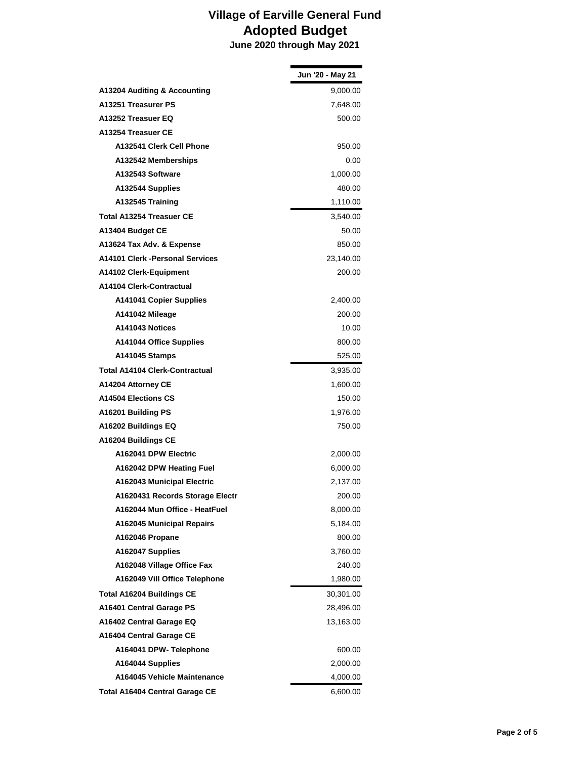# Village of Earville General Fund
## Adopted Budget
### June 2020 through May 2021

| | Jun '20 - May 21 |
|---|---:|
| **A13204 Auditing & Accounting** | 9,000.00 |
| **A13251 Treasurer PS** | 7,648.00 |
| **A13252 Treasuer EQ** | 500.00 |
| **A13254 Treasuer CE** | |
| **A132541 Clerk Cell Phone** | 950.00 |
| **A132542 Memberships** | 0.00 |
| **A132543 Software** | 1,000.00 |
| **A132544 Supplies** | 480.00 |
| **A132545 Training** | 1,110.00 |
| **Total A13254 Treasuer CE** | 3,540.00 |
| **A13404 Budget CE** | 50.00 |
| **A13624 Tax Adv. & Expense** | 850.00 |
| **A14101 Clerk -Personal Services** | 23,140.00 |
| **A14102 Clerk-Equipment** | 200.00 |
| **A14104 Clerk-Contractual** | |
| **A141041 Copier Supplies** | 2,400.00 |
| **A141042 Mileage** | 200.00 |
| **A141043 Notices** | 10.00 |
| **A141044 Office Supplies** | 800.00 |
| **A141045 Stamps** | 525.00 |
| **Total A14104 Clerk-Contractual** | 3,935.00 |
| **A14204 Attorney CE** | 1,600.00 |
| **A14504 Elections CS** | 150.00 |
| **A16201 Building PS** | 1,976.00 |
| **A16202 Buildings EQ** | 750.00 |
| **A16204 Buildings CE** | |
| **A162041 DPW Electric** | 2,000.00 |
| **A162042 DPW Heating Fuel** | 6,000.00 |
| **A162043 Municipal Electric** | 2,137.00 |
| **A1620431 Records Storage Electr** | 200.00 |
| **A162044 Mun Office - HeatFuel** | 8,000.00 |
| **A162045 Municipal Repairs** | 5,184.00 |
| **A162046 Propane** | 800.00 |
| **A162047 Supplies** | 3,760.00 |
| **A162048 Village Office Fax** | 240.00 |
| **A162049 Vill Office Telephone** | 1,980.00 |
| **Total A16204 Buildings CE** | 30,301.00 |
| **A16401 Central Garage PS** | 28,496.00 |
| **A16402 Central Garage EQ** | 13,163.00 |
| **A16404 Central Garage CE** | |
| **A164041 DPW- Telephone** | 600.00 |
| **A164044 Supplies** | 2,000.00 |
| **A164045 Vehicle Maintenance** | 4,000.00 |
| **Total A16404 Central Garage CE** | 6,600.00 |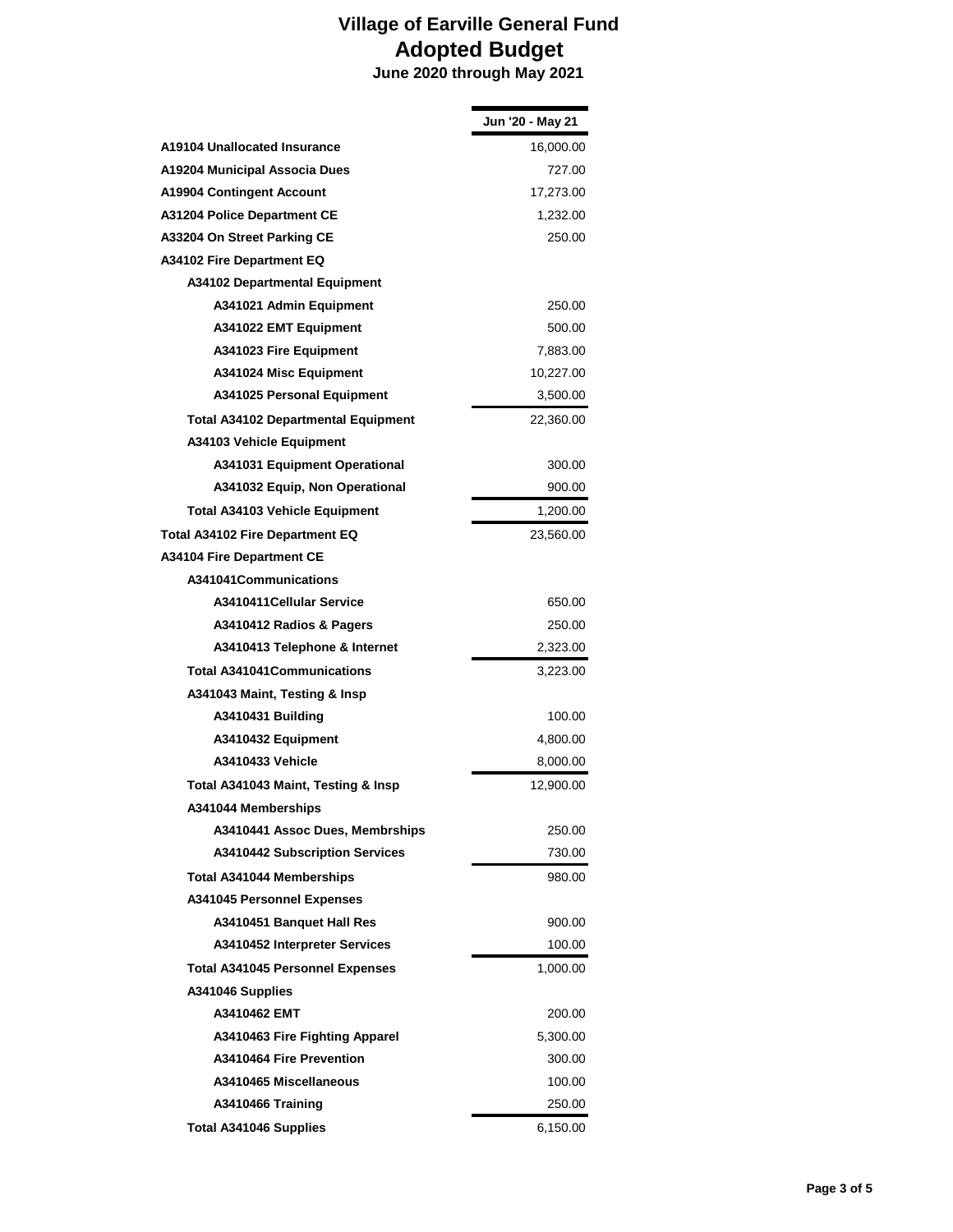# Village of Earville General Fund
## Adopted Budget
### June 2020 through May 2021

| | Jun '20 - May 21 |
|---|---|
| **A19104 Unallocated Insurance** | 16,000.00 |
| **A19204 Municipal Associa Dues** | 727.00 |
| **A19904 Contingent Account** | 17,273.00 |
| **A31204 Police Department CE** | 1,232.00 |
| **A33204 On Street Parking CE** | 250.00 |
| **A34102 Fire Department EQ** | |
| **A34102 Departmental Equipment** | |
| **A341021 Admin Equipment** | 250.00 |
| **A341022 EMT Equipment** | 500.00 |
| **A341023 Fire Equipment** | 7,883.00 |
| **A341024 Misc Equipment** | 10,227.00 |
| **A341025 Personal Equipment** | 3,500.00 |
| **Total A34102 Departmental Equipment** | 22,360.00 |
| **A34103 Vehicle Equipment** | |
| **A341031 Equipment Operational** | 300.00 |
| **A341032 Equip, Non Operational** | 900.00 |
| **Total A34103 Vehicle Equipment** | 1,200.00 |
| **Total A34102 Fire Department EQ** | 23,560.00 |
| **A34104 Fire Department CE** | |
| **A341041Communications** | |
| **A3410411Cellular Service** | 650.00 |
| **A3410412 Radios & Pagers** | 250.00 |
| **A3410413 Telephone & Internet** | 2,323.00 |
| **Total A341041Communications** | 3,223.00 |
| **A341043 Maint, Testing & Insp** | |
| **A3410431 Building** | 100.00 |
| **A3410432 Equipment** | 4,800.00 |
| **A3410433 Vehicle** | 8,000.00 |
| **Total A341043 Maint, Testing & Insp** | 12,900.00 |
| **A341044 Memberships** | |
| **A3410441 Assoc Dues, Membrships** | 250.00 |
| **A3410442 Subscription Services** | 730.00 |
| **Total A341044 Memberships** | 980.00 |
| **A341045 Personnel Expenses** | |
| **A3410451 Banquet Hall Res** | 900.00 |
| **A3410452 Interpreter Services** | 100.00 |
| **Total A341045 Personnel Expenses** | 1,000.00 |
| **A341046 Supplies** | |
| **A3410462 EMT** | 200.00 |
| **A3410463 Fire Fighting Apparel** | 5,300.00 |
| **A3410464 Fire Prevention** | 300.00 |
| **A3410465 Miscellaneous** | 100.00 |
| **A3410466 Training** | 250.00 |
| **Total A341046 Supplies** | 6,150.00 |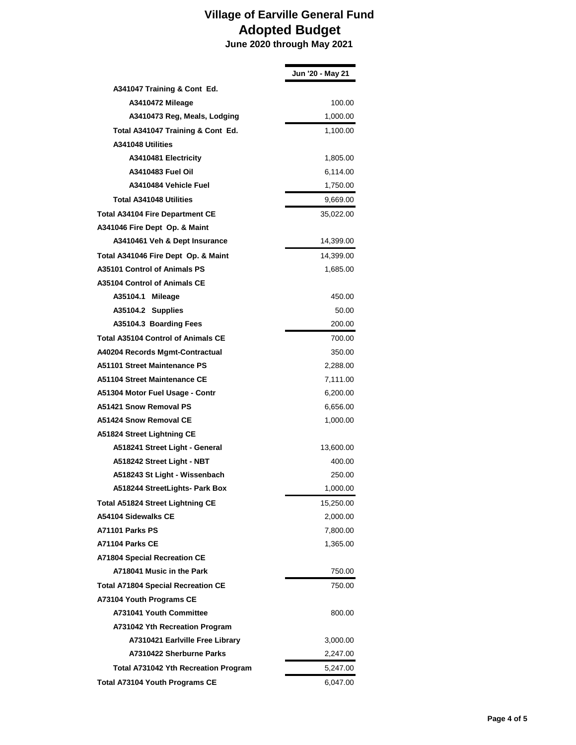# Village of Earville General Fund
## Adopted Budget
### June 2020 through May 2021

| | Jun '20 - May 21 |
|---|---|
| A341047 Training & Cont Ed. | |
| A3410472 Mileage | 100.00 |
| A3410473 Reg, Meals, Lodging | 1,000.00 |
| Total A341047 Training & Cont Ed. | 1,100.00 |
| A341048 Utilities | |
| A3410481 Electricity | 1,805.00 |
| A3410483 Fuel Oil | 6,114.00 |
| A3410484 Vehicle Fuel | 1,750.00 |
| Total A341048 Utilities | 9,669.00 |
| Total A34104 Fire Department CE | 35,022.00 |
| A341046 Fire Dept Op. & Maint | |
| A3410461 Veh & Dept Insurance | 14,399.00 |
| Total A341046 Fire Dept Op. & Maint | 14,399.00 |
| A35101 Control of Animals PS | 1,685.00 |
| A35104 Control of Animals CE | |
| A35104.1 Mileage | 450.00 |
| A35104.2 Supplies | 50.00 |
| A35104.3 Boarding Fees | 200.00 |
| Total A35104 Control of Animals CE | 700.00 |
| A40204 Records Mgmt-Contractual | 350.00 |
| A51101 Street Maintenance PS | 2,288.00 |
| A51104 Street Maintenance CE | 7,111.00 |
| A51304 Motor Fuel Usage - Contr | 6,200.00 |
| A51421 Snow Removal PS | 6,656.00 |
| A51424 Snow Removal CE | 1,000.00 |
| A51824 Street Lightning CE | |
| A518241 Street Light - General | 13,600.00 |
| A518242 Street Light - NBT | 400.00 |
| A518243 St Light - Wissenbach | 250.00 |
| A518244 StreetLights- Park Box | 1,000.00 |
| Total A51824 Street Lightning CE | 15,250.00 |
| A54104 Sidewalks CE | 2,000.00 |
| A71101 Parks PS | 7,800.00 |
| A71104 Parks CE | 1,365.00 |
| A71804 Special Recreation CE | |
| A718041 Music in the Park | 750.00 |
| Total A71804 Special Recreation CE | 750.00 |
| A73104 Youth Programs CE | |
| A731041 Youth Committee | 800.00 |
| A731042 Yth Recreation Program | |
| A7310421 Earlville Free Library | 3,000.00 |
| A7310422 Sherburne Parks | 2,247.00 |
| Total A731042 Yth Recreation Program | 5,247.00 |
| Total A73104 Youth Programs CE | 6,047.00 |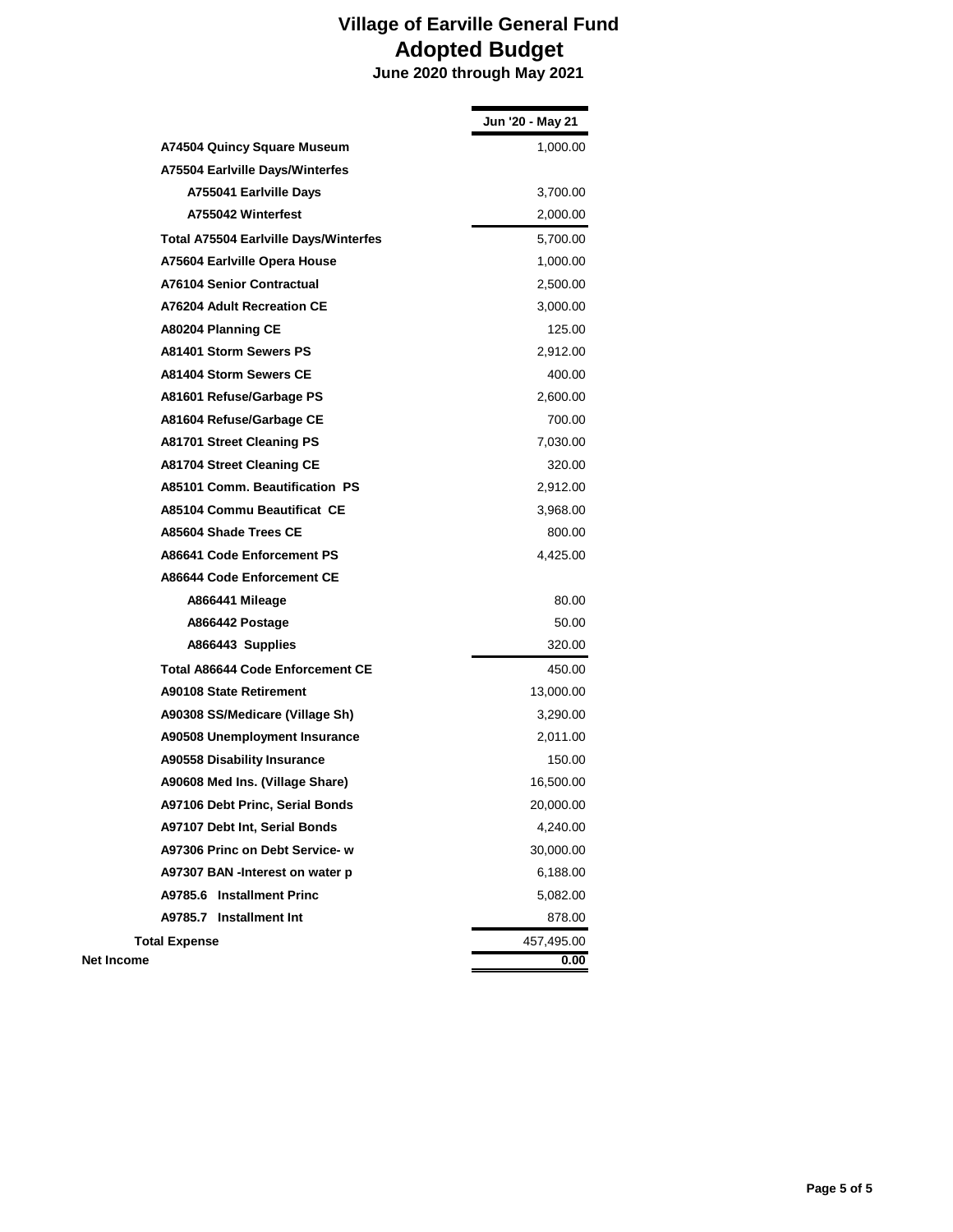# Village of Earville General Fund

## Adopted Budget

### June 2020 through May 2021

| | Jun '20 - May 21 |
|---|---|
| A74504 Quincy Square Museum | 1,000.00 |
| A75504 Earlville Days/Winterfes | |
| A755041 Earlville Days | 3,700.00 |
| A755042 Winterfest | 2,000.00 |
| Total A75504 Earlville Days/Winterfes | 5,700.00 |
| A75604 Earlville Opera House | 1,000.00 |
| A76104 Senior Contractual | 2,500.00 |
| A76204 Adult Recreation CE | 3,000.00 |
| A80204 Planning CE | 125.00 |
| A81401 Storm Sewers PS | 2,912.00 |
| A81404 Storm Sewers CE | 400.00 |
| A81601 Refuse/Garbage PS | 2,600.00 |
| A81604 Refuse/Garbage CE | 700.00 |
| A81701 Street Cleaning PS | 7,030.00 |
| A81704 Street Cleaning CE | 320.00 |
| A85101 Comm. Beautification PS | 2,912.00 |
| A85104 Commu Beautificat CE | 3,968.00 |
| A85604 Shade Trees CE | 800.00 |
| A86641 Code Enforcement PS | 4,425.00 |
| A86644 Code Enforcement CE | |
| A866441 Mileage | 80.00 |
| A866442 Postage | 50.00 |
| A866443 Supplies | 320.00 |
| Total A86644 Code Enforcement CE | 450.00 |
| A90108 State Retirement | 13,000.00 |
| A90308 SS/Medicare (Village Sh) | 3,290.00 |
| A90508 Unemployment Insurance | 2,011.00 |
| A90558 Disability Insurance | 150.00 |
| A90608 Med Ins. (Village Share) | 16,500.00 |
| A97106 Debt Princ, Serial Bonds | 20,000.00 |
| A97107 Debt Int, Serial Bonds | 4,240.00 |
| A97306 Princ on Debt Service- w | 30,000.00 |
| A97307 BAN -Interest on water p | 6,188.00 |
| A9785.6 Installment Princ | 5,082.00 |
| A9785.7 Installment Int | 878.00 |
| Total Expense | 457,495.00 |
| Net Income | 0.00 |